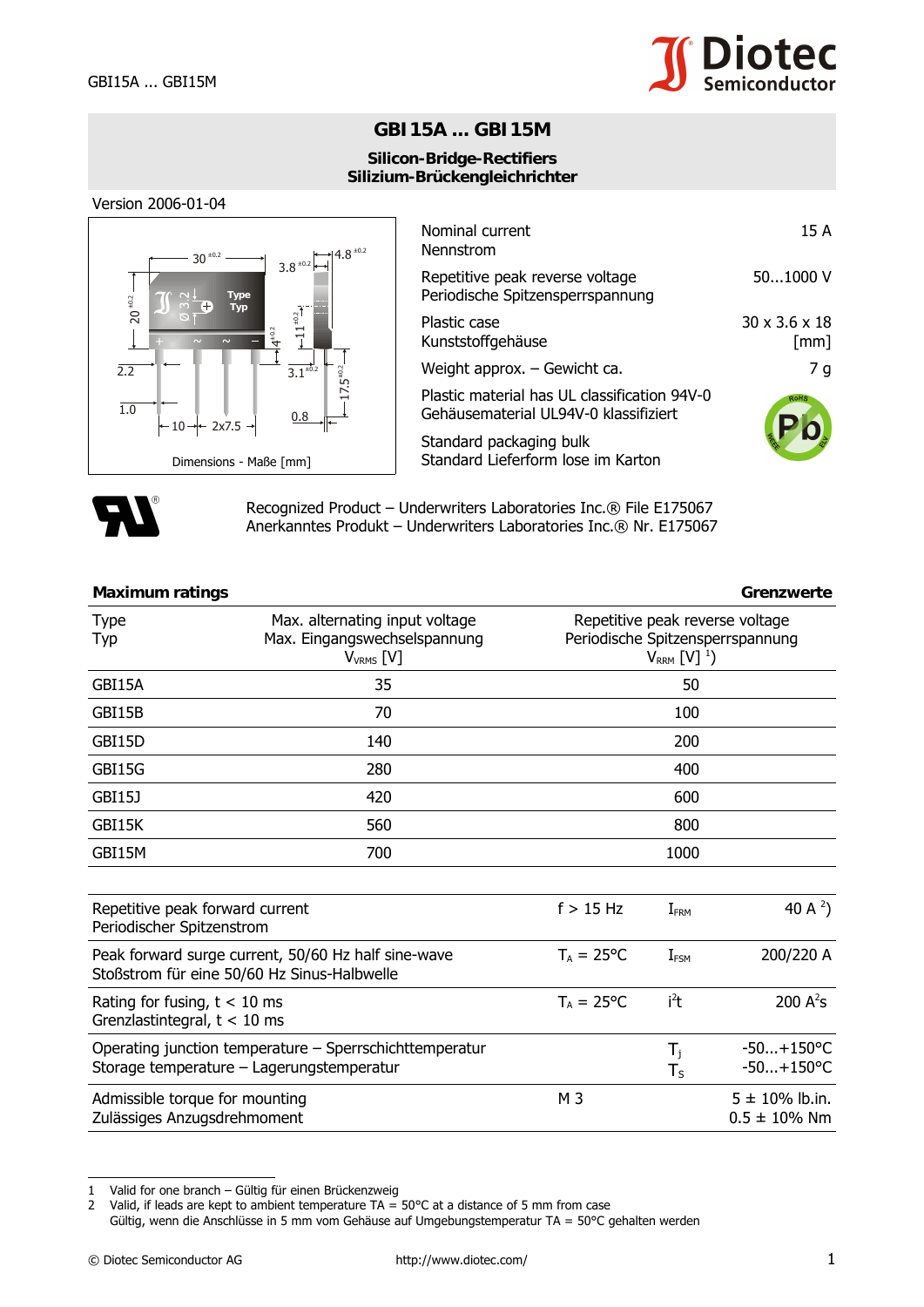# GBI 15A ... GBI 15M

**Silicon-Bridge-Rectifiers**
**Silizium-Brückengleichrichter**

Version 2006-01-04

30 ±0.2
3.8 ±0.2
4.8 ±0.2
20 ±0.2
Ø 3.2
Type
Typ
11 ±0.2
4 ±0.2
2.2
3.1 ±0.2
17.5 ±0.2
1.0
0.8
10
2x7.5

Dimensions - Maße [mm]

| | |
|---|---|
| Nominal current<br>Nennstrom | 15 A |
| Repetitive peak reverse voltage<br>Periodische Spitzensperrspannung | 50...1000 V |
| Plastic case<br>Kunststoffgehäuse | 30 x 3.6 x 18 [mm] |
| Weight approx. – Gewicht ca. | 7 g |
| Plastic material has UL classification 94V-0<br>Gehäusematerial UL94V-0 klassifiziert | |
| Standard packaging bulk<br>Standard Lieferform lose im Karton | |

Recognized Product – Underwriters Laboratories Inc.® File E175067
Anerkanntes Produkt – Underwriters Laboratories Inc.® Nr. E175067

## Maximum ratings — Grenzwerte

| Type<br>Typ | Max. alternating input voltage<br>Max. Eingangswechselspannung<br>$V_{VRMS}$ [V] | Repetitive peak reverse voltage<br>Periodische Spitzensperrspannung<br>$V_{RRM}$ [V] [1]) |
|---|---|---|
| GBI15A | 35 | 50 |
| GBI15B | 70 | 100 |
| GBI15D | 140 | 200 |
| GBI15G | 280 | 400 |
| GBI15J | 420 | 600 |
| GBI15K | 560 | 800 |
| GBI15M | 700 | 1000 |

| | | | |
|---|---|---|---|
| Repetitive peak forward current<br>Periodischer Spitzenstrom | f > 15 Hz | $I_{FRM}$ | 40 A [2]) |
| Peak forward surge current, 50/60 Hz half sine-wave<br>Stoßstrom für eine 50/60 Hz Sinus-Halbwelle | $T_A$ = 25°C | $I_{FSM}$ | 200/220 A |
| Rating for fusing, t < 10 ms<br>Grenzlastintegral, t < 10 ms | $T_A$ = 25°C | $i^2t$ | 200 $A^2s$ |
| Operating junction temperature – Sperrschichttemperatur<br>Storage temperature – Lagerungstemperatur | | $T_j$<br>$T_S$ | -50...+150°C<br>-50...+150°C |
| Admissible torque for mounting<br>Zulässiges Anzugsdrehmoment | M 3 | | 5 ± 10% lb.in.<br>0.5 ± 10% Nm |

1 Valid for one branch – Gültig für einen Brückenzweig
2 Valid, if leads are kept to ambient temperature TA = 50°C at a distance of 5 mm from case
Gültig, wenn die Anschlüsse in 5 mm vom Gehäuse auf Umgebungstemperatur TA = 50°C gehalten werden

© Diotec Semiconductor AG http://www.diotec.com/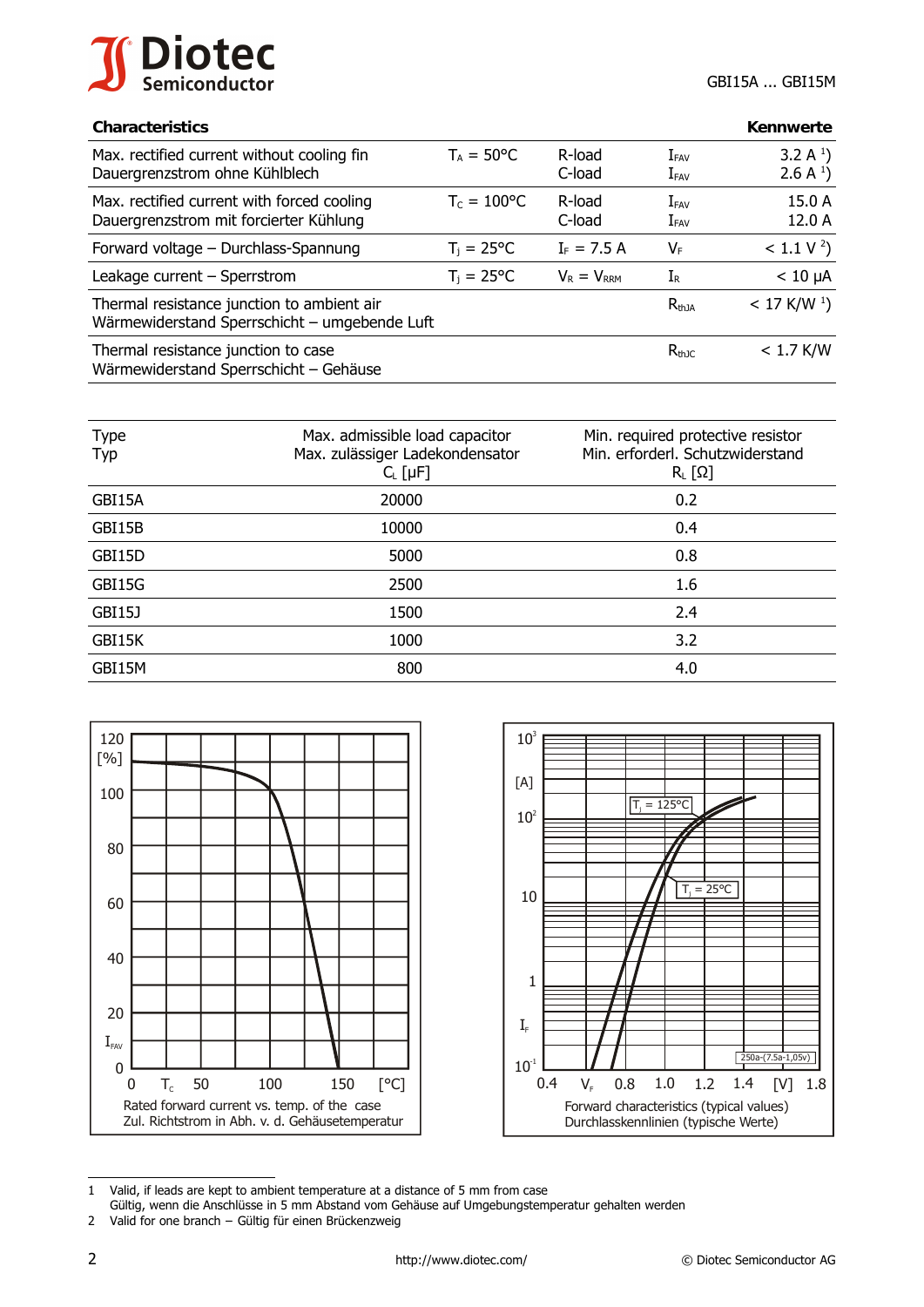## Characteristics — Kennwerte

| | | | | |
|---|---|---|---|---|
| Max. rectified current without cooling fin<br>Dauergrenzstrom ohne Kühlblech | $T_A$ = 50°C | R-load<br>C-load | $I_{FAV}$<br>$I_{FAV}$ | 3.2 A [1]<br>2.6 A [1] |
| Max. rectified current with forced cooling<br>Dauergrenzstrom mit forcierter Kühlung | $T_C$ = 100°C | R-load<br>C-load | $I_{FAV}$<br>$I_{FAV}$ | 15.0 A<br>12.0 A |
| Forward voltage – Durchlass-Spannung | $T_j$ = 25°C | $I_F$ = 7.5 A | $V_F$ | < 1.1 V [2] |
| Leakage current – Sperrstrom | $T_j$ = 25°C | $V_R$ = $V_{RRM}$ | $I_R$ | < 10 µA |
| Thermal resistance junction to ambient air<br>Wärmewiderstand Sperrschicht – umgebende Luft | | | $R_{thJA}$ | < 17 K/W [1] |
| Thermal resistance junction to case<br>Wärmewiderstand Sperrschicht – Gehäuse | | | $R_{thJC}$ | < 1.7 K/W |

| Type<br>Typ | Max. admissible load capacitor<br>Max. zulässiger Ladekondensator<br>$C_L$ [µF] | Min. required protective resistor<br>Min. erforderl. Schutzwiderstand<br>$R_L$ [Ω] |
|---|---|---|
| GBI15A | 20000 | 0.2 |
| GBI15B | 10000 | 0.4 |
| GBI15D | 5000 | 0.8 |
| GBI15G | 2500 | 1.6 |
| GBI15J | 1500 | 2.4 |
| GBI15K | 1000 | 3.2 |
| GBI15M | 800 | 4.0 |

120
[%]
100
80
60
40
20
$I_{FAV}$
0
0 $T_C$ 50 100 150 [°C]

Rated forward current vs. temp. of the case
Zul. Richtstrom in Abh. v. d. Gehäusetemperatur

$10^3$
[A]
$10^2$
10
1
$I_F$
$10^{-1}$
$T_j$ = 125°C
$T_j$ = 25°C
250a-(7.5a-1,05v)
0.4 $V_F$ 0.8 1.0 1.2 1.4 [V] 1.8

Forward characteristics (typical values)
Durchlasskennlinien (typische Werte)

---

1 Valid, if leads are kept to ambient temperature at a distance of 5 mm from case
Gültig, wenn die Anschlüsse in 5 mm Abstand vom Gehäuse auf Umgebungstemperatur gehalten werden

2 Valid for one branch – Gültig für einen Brückenzweig